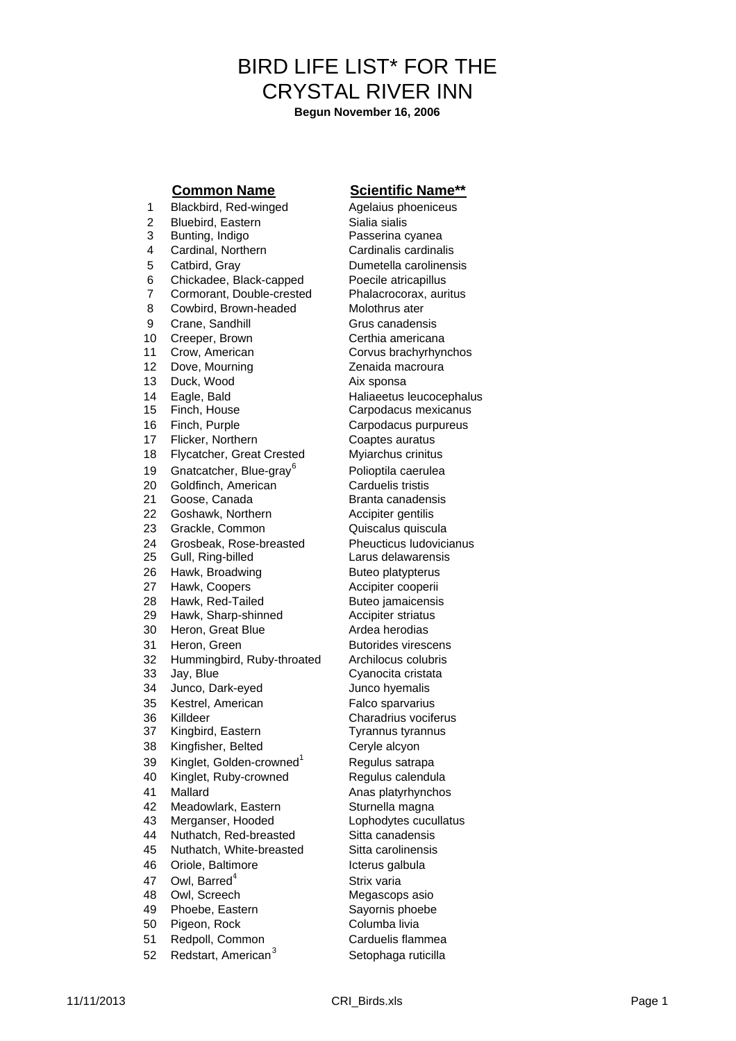# BIRD LIFE LIST* FOR THE CRYSTAL RIVER INN

**Begun November 16, 2006**

| | Common Name | Scientific Name** |
|---|---|---|
| 1 | Blackbird, Red-winged | Agelaius phoeniceus |
| 2 | Bluebird, Eastern | Sialia sialis |
| 3 | Bunting, Indigo | Passerina cyanea |
| 4 | Cardinal, Northern | Cardinalis cardinalis |
| 5 | Catbird, Gray | Dumetella carolinensis |
| 6 | Chickadee, Black-capped | Poecile atricapillus |
| 7 | Cormorant, Double-crested | Phalacrocorax, auritus |
| 8 | Cowbird, Brown-headed | Molothrus ater |
| 9 | Crane, Sandhill | Grus canadensis |
| 10 | Creeper, Brown | Certhia americana |
| 11 | Crow, American | Corvus brachyrhynchos |
| 12 | Dove, Mourning | Zenaida macroura |
| 13 | Duck, Wood | Aix sponsa |
| 14 | Eagle, Bald | Haliaeetus leucocephalus |
| 15 | Finch, House | Carpodacus mexicanus |
| 16 | Finch, Purple | Carpodacus purpureus |
| 17 | Flicker, Northern | Coaptes auratus |
| 18 | Flycatcher, Great Crested | Myiarchus crinitus |
| 19 | Gnatcatcher, Blue-gray[6] | Polioptila caerulea |
| 20 | Goldfinch, American | Carduelis tristis |
| 21 | Goose, Canada | Branta canadensis |
| 22 | Goshawk, Northern | Accipiter gentilis |
| 23 | Grackle, Common | Quiscalus quiscula |
| 24 | Grosbeak, Rose-breasted | Pheucticus ludovicianus |
| 25 | Gull, Ring-billed | Larus delawarensis |
| 26 | Hawk, Broadwing | Buteo platypterus |
| 27 | Hawk, Coopers | Accipiter cooperii |
| 28 | Hawk, Red-Tailed | Buteo jamaicensis |
| 29 | Hawk, Sharp-shinned | Accipiter striatus |
| 30 | Heron, Great Blue | Ardea herodias |
| 31 | Heron, Green | Butorides virescens |
| 32 | Hummingbird, Ruby-throated | Archilocus colubris |
| 33 | Jay, Blue | Cyanocita cristata |
| 34 | Junco, Dark-eyed | Junco hyemalis |
| 35 | Kestrel, American | Falco sparvarius |
| 36 | Killdeer | Charadrius vociferus |
| 37 | Kingbird, Eastern | Tyrannus tyrannus |
| 38 | Kingfisher, Belted | Ceryle alcyon |
| 39 | Kinglet, Golden-crowned[1] | Regulus satrapa |
| 40 | Kinglet, Ruby-crowned | Regulus calendula |
| 41 | Mallard | Anas platyrhynchos |
| 42 | Meadowlark, Eastern | Sturnella magna |
| 43 | Merganser, Hooded | Lophodytes cucullatus |
| 44 | Nuthatch, Red-breasted | Sitta canadensis |
| 45 | Nuthatch, White-breasted | Sitta carolinensis |
| 46 | Oriole, Baltimore | Icterus galbula |
| 47 | Owl, Barred[4] | Strix varia |
| 48 | Owl, Screech | Megascops asio |
| 49 | Phoebe, Eastern | Sayornis phoebe |
| 50 | Pigeon, Rock | Columba livia |
| 51 | Redpoll, Common | Carduelis flammea |
| 52 | Redstart, American[3] | Setophaga ruticilla |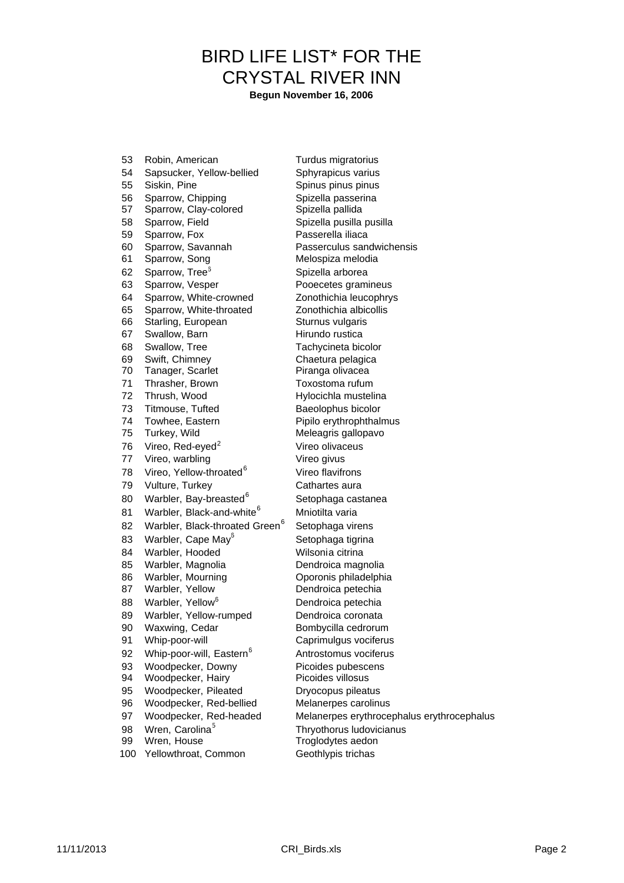# BIRD LIFE LIST* FOR THE CRYSTAL RIVER INN

**Begun November 16, 2006**

| | | |
|---|---|---|
| 53 | Robin, American | Turdus migratorius |
| 54 | Sapsucker, Yellow-bellied | Sphyrapicus varius |
| 55 | Siskin, Pine | Spinus pinus pinus |
| 56 | Sparrow, Chipping | Spizella passerina |
| 57 | Sparrow, Clay-colored | Spizella pallida |
| 58 | Sparrow, Field | Spizella pusilla pusilla |
| 59 | Sparrow, Fox | Passerella iliaca |
| 60 | Sparrow, Savannah | Passerculus sandwichensis |
| 61 | Sparrow, Song | Melospiza melodia |
| 62 | Sparrow, Tree[5] | Spizella arborea |
| 63 | Sparrow, Vesper | Pooecetes gramineus |
| 64 | Sparrow, White-crowned | Zonothichia leucophrys |
| 65 | Sparrow, White-throated | Zonothichia albicollis |
| 66 | Starling, European | Sturnus vulgaris |
| 67 | Swallow, Barn | Hirundo rustica |
| 68 | Swallow, Tree | Tachycineta bicolor |
| 69 | Swift, Chimney | Chaetura pelagica |
| 70 | Tanager, Scarlet | Piranga olivacea |
| 71 | Thrasher, Brown | Toxostoma rufum |
| 72 | Thrush, Wood | Hylocichla mustelina |
| 73 | Titmouse, Tufted | Baeolophus bicolor |
| 74 | Towhee, Eastern | Pipilo erythrophthalmus |
| 75 | Turkey, Wild | Meleagris gallopavo |
| 76 | Vireo, Red-eyed[2] | Vireo olivaceus |
| 77 | Vireo, warbling | Vireo givus |
| 78 | Vireo, Yellow-throated[6] | Vireo flavifrons |
| 79 | Vulture, Turkey | Cathartes aura |
| 80 | Warbler, Bay-breasted[6] | Setophaga castanea |
| 81 | Warbler, Black-and-white[6] | Mniotilta varia |
| 82 | Warbler, Black-throated Green[6] | Setophaga virens |
| 83 | Warbler, Cape May[6] | Setophaga tigrina |
| 84 | Warbler, Hooded | Wilsonia citrina |
| 85 | Warbler, Magnolia | Dendroica magnolia |
| 86 | Warbler, Mourning | Oporonis philadelphia |
| 87 | Warbler, Yellow | Dendroica petechia |
| 88 | Warbler, Yellow[6] | Dendroica petechia |
| 89 | Warbler, Yellow-rumped | Dendroica coronata |
| 90 | Waxwing, Cedar | Bombycilla cedrorum |
| 91 | Whip-poor-will | Caprimulgus vociferus |
| 92 | Whip-poor-will, Eastern[6] | Antrostomus vociferus |
| 93 | Woodpecker, Downy | Picoides pubescens |
| 94 | Woodpecker, Hairy | Picoides villosus |
| 95 | Woodpecker, Pileated | Dryocopus pileatus |
| 96 | Woodpecker, Red-bellied | Melanerpes carolinus |
| 97 | Woodpecker, Red-headed | Melanerpes erythrocephalus erythrocephalus |
| 98 | Wren, Carolina[5] | Thryothorus ludovicianus |
| 99 | Wren, House | Troglodytes aedon |
| 100 | Yellowthroat, Common | Geothlypis trichas |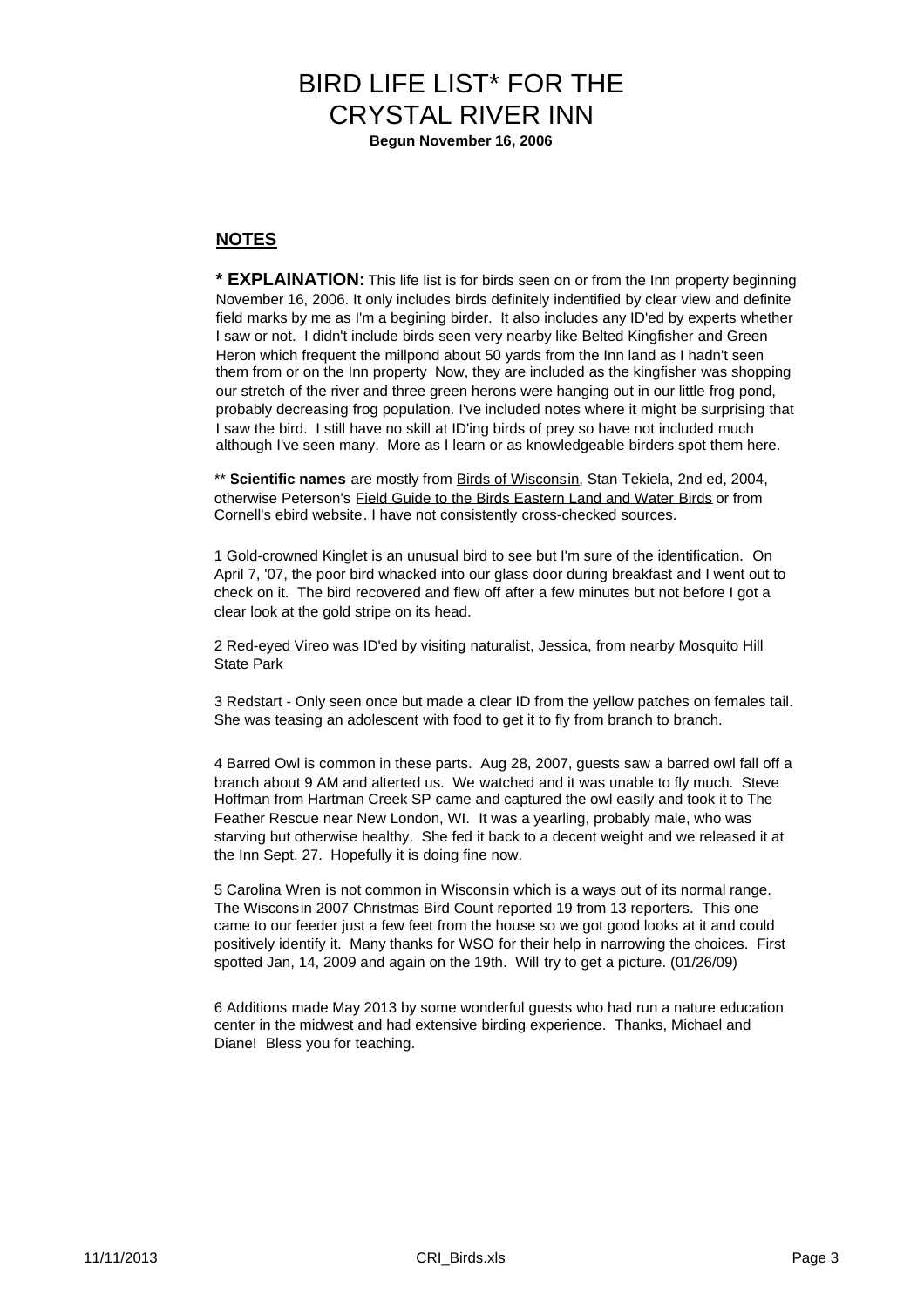# BIRD LIFE LIST* FOR THE CRYSTAL RIVER INN

**Begun November 16, 2006**

## NOTES

**\* EXPLAINATION:** This life list is for birds seen on or from the Inn property beginning November 16, 2006. It only includes birds definitely indentified by clear view and definite field marks by me as I'm a begining birder. It also includes any ID'ed by experts whether I saw or not. I didn't include birds seen very nearby like Belted Kingfisher and Green Heron which frequent the millpond about 50 yards from the Inn land as I hadn't seen them from or on the Inn property Now, they are included as the kingfisher was shopping our stretch of the river and three green herons were hanging out in our little frog pond, probably decreasing frog population. I've included notes where it might be surprising that I saw the bird. I still have no skill at ID'ing birds of prey so have not included much although I've seen many. More as I learn or as knowledgeable birders spot them here.

** **Scientific names** are mostly from Birds of Wisconsin, Stan Tekiela, 2nd ed, 2004, otherwise Peterson's Field Guide to the Birds Eastern Land and Water Birds or from Cornell's ebird website. I have not consistently cross-checked sources.

1 Gold-crowned Kinglet is an unusual bird to see but I'm sure of the identification. On April 7, '07, the poor bird whacked into our glass door during breakfast and I went out to check on it. The bird recovered and flew off after a few minutes but not before I got a clear look at the gold stripe on its head.

2 Red-eyed Vireo was ID'ed by visiting naturalist, Jessica, from nearby Mosquito Hill State Park

3 Redstart - Only seen once but made a clear ID from the yellow patches on females tail. She was teasing an adolescent with food to get it to fly from branch to branch.

4 Barred Owl is common in these parts. Aug 28, 2007, guests saw a barred owl fall off a branch about 9 AM and alterted us. We watched and it was unable to fly much. Steve Hoffman from Hartman Creek SP came and captured the owl easily and took it to The Feather Rescue near New London, WI. It was a yearling, probably male, who was starving but otherwise healthy. She fed it back to a decent weight and we released it at the Inn Sept. 27. Hopefully it is doing fine now.

5 Carolina Wren is not common in Wisconsin which is a ways out of its normal range. The Wisconsin 2007 Christmas Bird Count reported 19 from 13 reporters. This one came to our feeder just a few feet from the house so we got good looks at it and could positively identify it. Many thanks for WSO for their help in narrowing the choices. First spotted Jan, 14, 2009 and again on the 19th. Will try to get a picture. (01/26/09)

6 Additions made May 2013 by some wonderful guests who had run a nature education center in the midwest and had extensive birding experience. Thanks, Michael and Diane! Bless you for teaching.